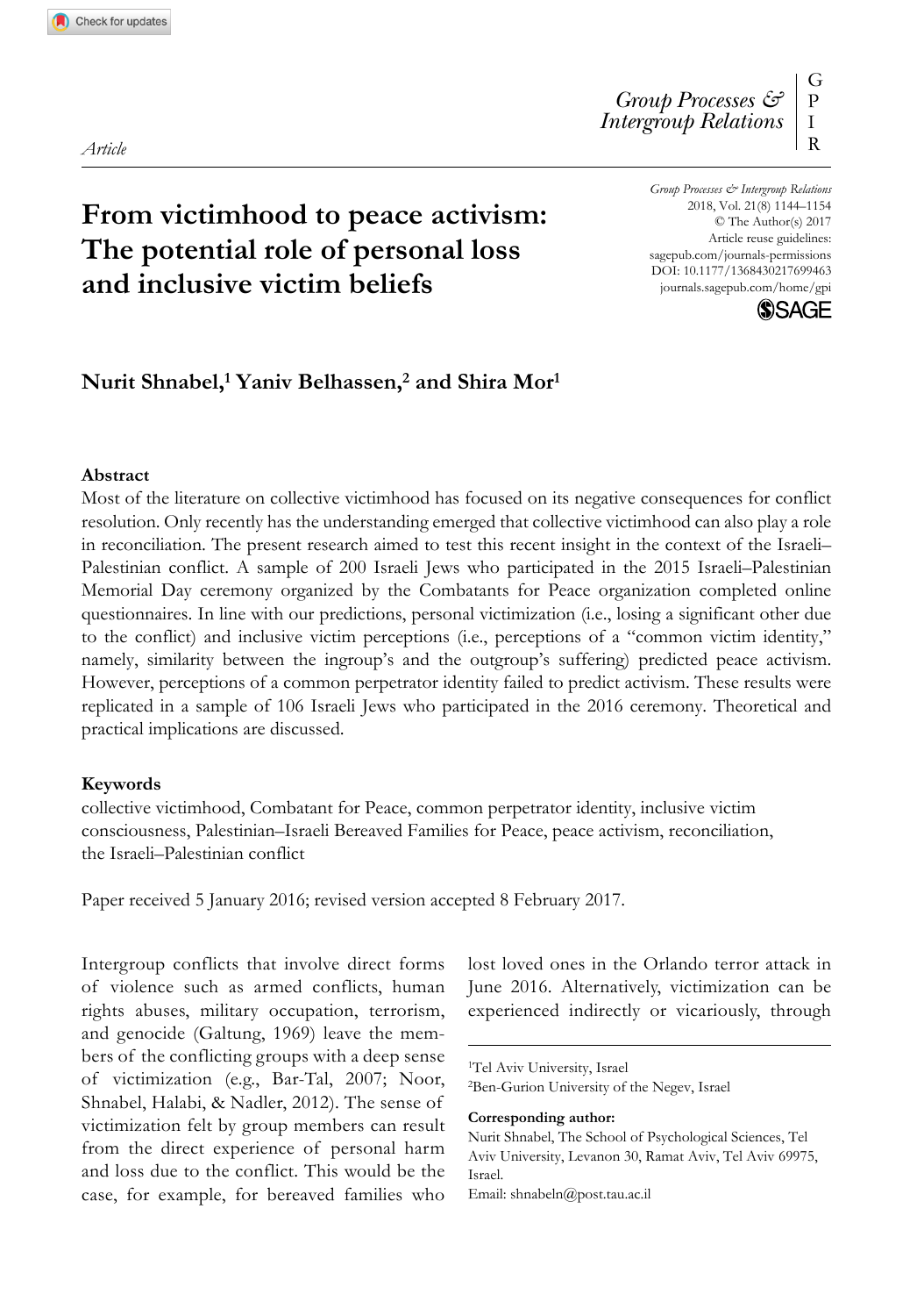*Article*

# From victimhood to peace activism: The potential role of personal loss and inclusive victim beliefs

Group Processes & Intergroup Relations
2018, Vol. 21(8) 1144–1154
© The Author(s) 2017
Article reuse guidelines: sagepub.com/journals-permissions
DOI: 10.1177/1368430217699463
journals.sagepub.com/home/gpi

**Nurit Shnabel,[1] Yaniv Belhassen,[2] and Shira Mor[1]**

### Abstract

Most of the literature on collective victimhood has focused on its negative consequences for conflict resolution. Only recently has the understanding emerged that collective victimhood can also play a role in reconciliation. The present research aimed to test this recent insight in the context of the Israeli–Palestinian conflict. A sample of 200 Israeli Jews who participated in the 2015 Israeli–Palestinian Memorial Day ceremony organized by the Combatants for Peace organization completed online questionnaires. In line with our predictions, personal victimization (i.e., losing a significant other due to the conflict) and inclusive victim perceptions (i.e., perceptions of a "common victim identity," namely, similarity between the ingroup's and the outgroup's suffering) predicted peace activism. However, perceptions of a common perpetrator identity failed to predict activism. These results were replicated in a sample of 106 Israeli Jews who participated in the 2016 ceremony. Theoretical and practical implications are discussed.

### Keywords

collective victimhood, Combatant for Peace, common perpetrator identity, inclusive victim consciousness, Palestinian–Israeli Bereaved Families for Peace, peace activism, reconciliation, the Israeli–Palestinian conflict

Paper received 5 January 2016; revised version accepted 8 February 2017.

Intergroup conflicts that involve direct forms of violence such as armed conflicts, human rights abuses, military occupation, terrorism, and genocide (Galtung, 1969) leave the members of the conflicting groups with a deep sense of victimization (e.g., Bar-Tal, 2007; Noor, Shnabel, Halabi, & Nadler, 2012). The sense of victimization felt by group members can result from the direct experience of personal harm and loss due to the conflict. This would be the case, for example, for bereaved families who lost loved ones in the Orlando terror attack in June 2016. Alternatively, victimization can be experienced indirectly or vicariously, through

[1]Tel Aviv University, Israel
[2]Ben-Gurion University of the Negev, Israel

**Corresponding author:**
Nurit Shnabel, The School of Psychological Sciences, Tel Aviv University, Levanon 30, Ramat Aviv, Tel Aviv 69975, Israel.
Email: shnabeln@post.tau.ac.il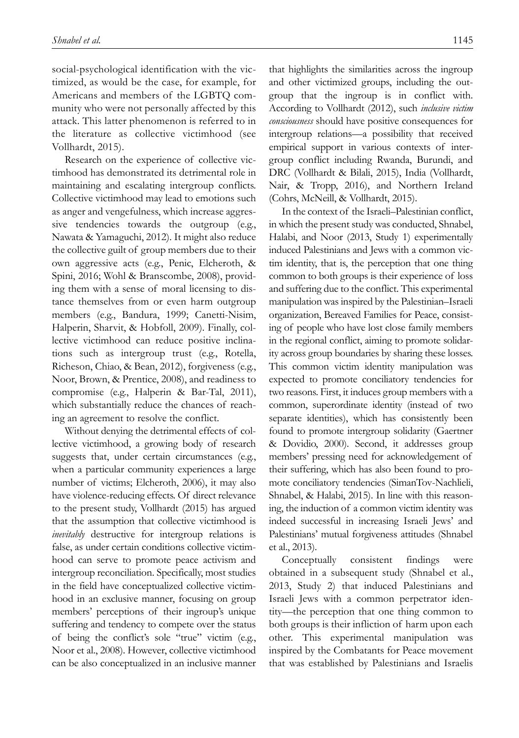social-psychological identification with the victimized, as would be the case, for example, for Americans and members of the LGBTQ community who were not personally affected by this attack. This latter phenomenon is referred to in the literature as collective victimhood (see Vollhardt, 2015).

Research on the experience of collective victimhood has demonstrated its detrimental role in maintaining and escalating intergroup conflicts. Collective victimhood may lead to emotions such as anger and vengefulness, which increase aggressive tendencies towards the outgroup (e.g., Nawata & Yamaguchi, 2012). It might also reduce the collective guilt of group members due to their own aggressive acts (e.g., Penic, Elcheroth, & Spini, 2016; Wohl & Branscombe, 2008), providing them with a sense of moral licensing to distance themselves from or even harm outgroup members (e.g., Bandura, 1999; Canetti-Nisim, Halperin, Sharvit, & Hobfoll, 2009). Finally, collective victimhood can reduce positive inclinations such as intergroup trust (e.g., Rotella, Richeson, Chiao, & Bean, 2012), forgiveness (e.g., Noor, Brown, & Prentice, 2008), and readiness to compromise (e.g., Halperin & Bar-Tal, 2011), which substantially reduce the chances of reaching an agreement to resolve the conflict.

Without denying the detrimental effects of collective victimhood, a growing body of research suggests that, under certain circumstances (e.g., when a particular community experiences a large number of victims; Elcheroth, 2006), it may also have violence-reducing effects. Of direct relevance to the present study, Vollhardt (2015) has argued that the assumption that collective victimhood is *inevitably* destructive for intergroup relations is false, as under certain conditions collective victimhood can serve to promote peace activism and intergroup reconciliation. Specifically, most studies in the field have conceptualized collective victimhood in an exclusive manner, focusing on group members' perceptions of their ingroup's unique suffering and tendency to compete over the status of being the conflict's sole "true" victim (e.g., Noor et al., 2008). However, collective victimhood can be also conceptualized in an inclusive manner that highlights the similarities across the ingroup and other victimized groups, including the outgroup that the ingroup is in conflict with. According to Vollhardt (2012), such *inclusive victim consciousness* should have positive consequences for intergroup relations—a possibility that received empirical support in various contexts of intergroup conflict including Rwanda, Burundi, and DRC (Vollhardt & Bilali, 2015), India (Vollhardt, Nair, & Tropp, 2016), and Northern Ireland (Cohrs, McNeill, & Vollhardt, 2015).

In the context of the Israeli–Palestinian conflict, in which the present study was conducted, Shnabel, Halabi, and Noor (2013, Study 1) experimentally induced Palestinians and Jews with a common victim identity, that is, the perception that one thing common to both groups is their experience of loss and suffering due to the conflict. This experimental manipulation was inspired by the Palestinian–Israeli organization, Bereaved Families for Peace, consisting of people who have lost close family members in the regional conflict, aiming to promote solidarity across group boundaries by sharing these losses. This common victim identity manipulation was expected to promote conciliatory tendencies for two reasons. First, it induces group members with a common, superordinate identity (instead of two separate identities), which has consistently been found to promote intergroup solidarity (Gaertner & Dovidio, 2000). Second, it addresses group members' pressing need for acknowledgement of their suffering, which has also been found to promote conciliatory tendencies (SimanTov-Nachlieli, Shnabel, & Halabi, 2015). In line with this reasoning, the induction of a common victim identity was indeed successful in increasing Israeli Jews' and Palestinians' mutual forgiveness attitudes (Shnabel et al., 2013).

Conceptually consistent findings were obtained in a subsequent study (Shnabel et al., 2013, Study 2) that induced Palestinians and Israeli Jews with a common perpetrator identity—the perception that one thing common to both groups is their infliction of harm upon each other. This experimental manipulation was inspired by the Combatants for Peace movement that was established by Palestinians and Israelis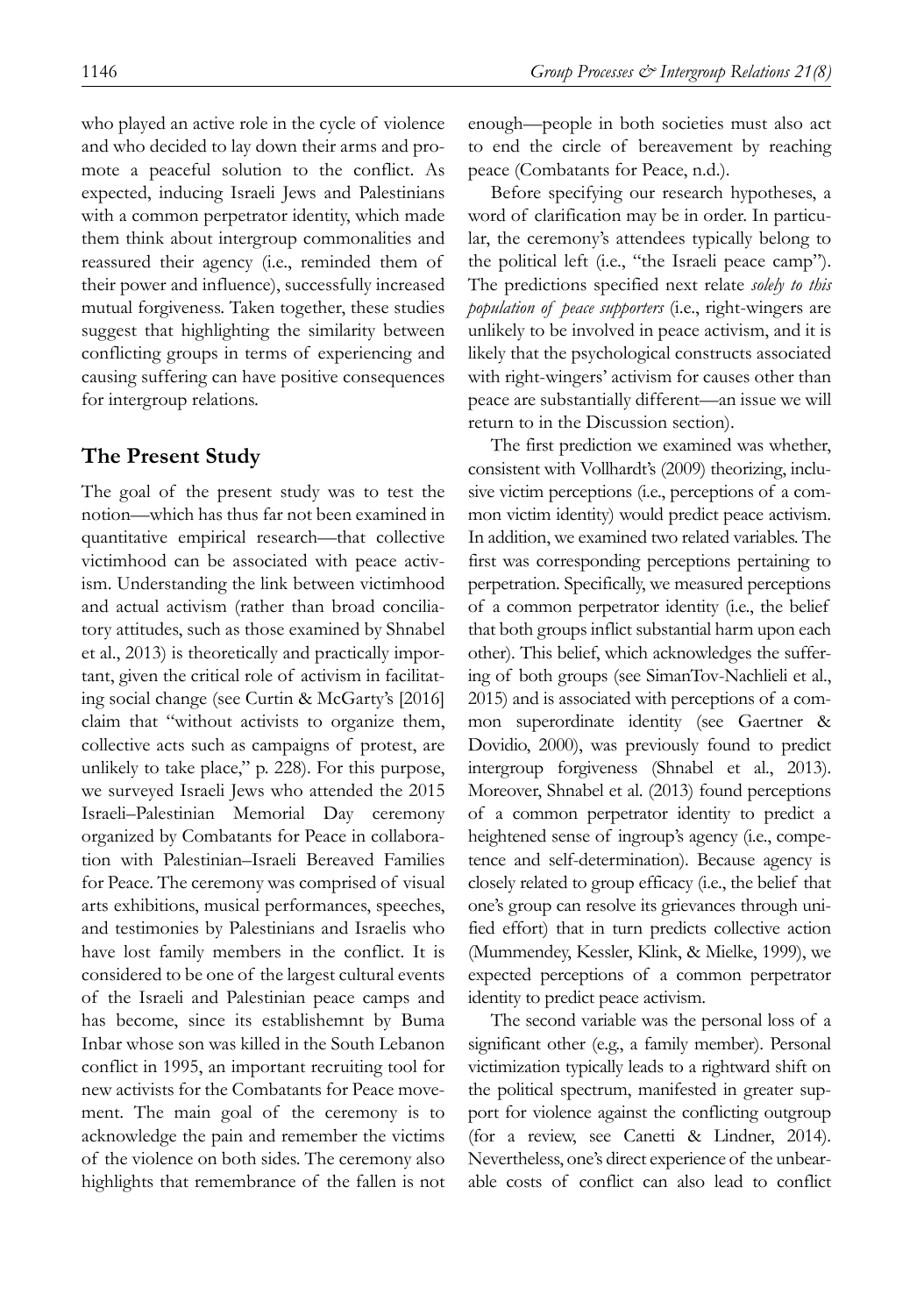who played an active role in the cycle of violence and who decided to lay down their arms and promote a peaceful solution to the conflict. As expected, inducing Israeli Jews and Palestinians with a common perpetrator identity, which made them think about intergroup commonalities and reassured their agency (i.e., reminded them of their power and influence), successfully increased mutual forgiveness. Taken together, these studies suggest that highlighting the similarity between conflicting groups in terms of experiencing and causing suffering can have positive consequences for intergroup relations.

## The Present Study

The goal of the present study was to test the notion—which has thus far not been examined in quantitative empirical research—that collective victimhood can be associated with peace activism. Understanding the link between victimhood and actual activism (rather than broad conciliatory attitudes, such as those examined by Shnabel et al., 2013) is theoretically and practically important, given the critical role of activism in facilitating social change (see Curtin & McGarty's [2016] claim that "without activists to organize them, collective acts such as campaigns of protest, are unlikely to take place," p. 228). For this purpose, we surveyed Israeli Jews who attended the 2015 Israeli–Palestinian Memorial Day ceremony organized by Combatants for Peace in collaboration with Palestinian–Israeli Bereaved Families for Peace. The ceremony was comprised of visual arts exhibitions, musical performances, speeches, and testimonies by Palestinians and Israelis who have lost family members in the conflict. It is considered to be one of the largest cultural events of the Israeli and Palestinian peace camps and has become, since its establishemnt by Buma Inbar whose son was killed in the South Lebanon conflict in 1995, an important recruiting tool for new activists for the Combatants for Peace movement. The main goal of the ceremony is to acknowledge the pain and remember the victims of the violence on both sides. The ceremony also highlights that remembrance of the fallen is not enough—people in both societies must also act to end the circle of bereavement by reaching peace (Combatants for Peace, n.d.).

Before specifying our research hypotheses, a word of clarification may be in order. In particular, the ceremony's attendees typically belong to the political left (i.e., "the Israeli peace camp"). The predictions specified next relate *solely to this population of peace supporters* (i.e., right-wingers are unlikely to be involved in peace activism, and it is likely that the psychological constructs associated with right-wingers' activism for causes other than peace are substantially different—an issue we will return to in the Discussion section).

The first prediction we examined was whether, consistent with Vollhardt's (2009) theorizing, inclusive victim perceptions (i.e., perceptions of a common victim identity) would predict peace activism. In addition, we examined two related variables. The first was corresponding perceptions pertaining to perpetration. Specifically, we measured perceptions of a common perpetrator identity (i.e., the belief that both groups inflict substantial harm upon each other). This belief, which acknowledges the suffering of both groups (see SimanTov-Nachlieli et al., 2015) and is associated with perceptions of a common superordinate identity (see Gaertner & Dovidio, 2000), was previously found to predict intergroup forgiveness (Shnabel et al., 2013). Moreover, Shnabel et al. (2013) found perceptions of a common perpetrator identity to predict a heightened sense of ingroup's agency (i.e., competence and self-determination). Because agency is closely related to group efficacy (i.e., the belief that one's group can resolve its grievances through unified effort) that in turn predicts collective action (Mummendey, Kessler, Klink, & Mielke, 1999), we expected perceptions of a common perpetrator identity to predict peace activism.

The second variable was the personal loss of a significant other (e.g., a family member). Personal victimization typically leads to a rightward shift on the political spectrum, manifested in greater support for violence against the conflicting outgroup (for a review, see Canetti & Lindner, 2014). Nevertheless, one's direct experience of the unbearable costs of conflict can also lead to conflict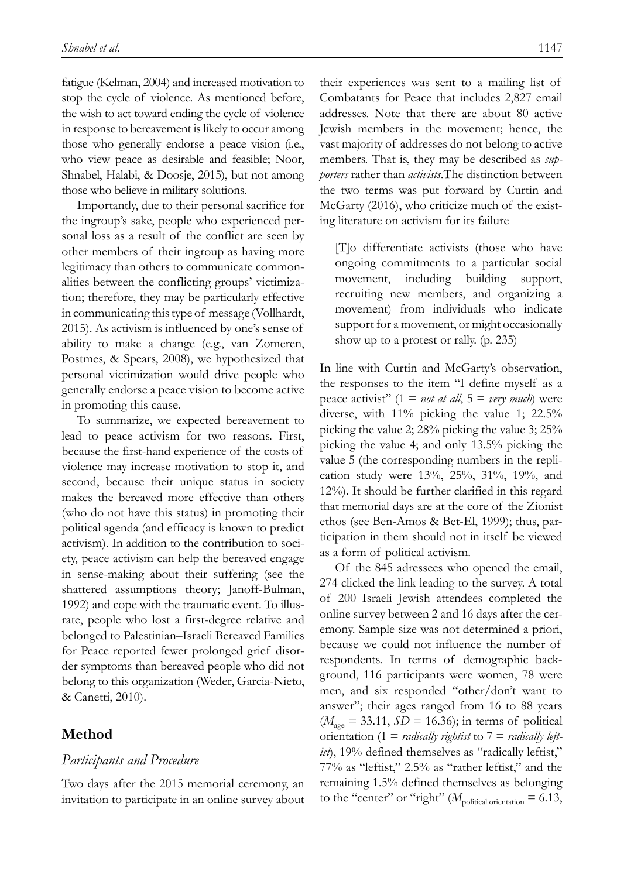fatigue (Kelman, 2004) and increased motivation to stop the cycle of violence. As mentioned before, the wish to act toward ending the cycle of violence in response to bereavement is likely to occur among those who generally endorse a peace vision (i.e., who view peace as desirable and feasible; Noor, Shnabel, Halabi, & Doosje, 2015), but not among those who believe in military solutions.

Importantly, due to their personal sacrifice for the ingroup's sake, people who experienced personal loss as a result of the conflict are seen by other members of their ingroup as having more legitimacy than others to communicate commonalities between the conflicting groups' victimization; therefore, they may be particularly effective in communicating this type of message (Vollhardt, 2015). As activism is influenced by one's sense of ability to make a change (e.g., van Zomeren, Postmes, & Spears, 2008), we hypothesized that personal victimization would drive people who generally endorse a peace vision to become active in promoting this cause.

To summarize, we expected bereavement to lead to peace activism for two reasons. First, because the first-hand experience of the costs of violence may increase motivation to stop it, and second, because their unique status in society makes the bereaved more effective than others (who do not have this status) in promoting their political agenda (and efficacy is known to predict activism). In addition to the contribution to society, peace activism can help the bereaved engage in sense-making about their suffering (see the shattered assumptions theory; Janoff-Bulman, 1992) and cope with the traumatic event. To illustrate, people who lost a first-degree relative and belonged to Palestinian–Israeli Bereaved Families for Peace reported fewer prolonged grief disorder symptoms than bereaved people who did not belong to this organization (Weder, Garcia-Nieto, & Canetti, 2010).

## Method

### Participants and Procedure

Two days after the 2015 memorial ceremony, an invitation to participate in an online survey about their experiences was sent to a mailing list of Combatants for Peace that includes 2,827 email addresses. Note that there are about 80 active Jewish members in the movement; hence, the vast majority of addresses do not belong to active members. That is, they may be described as *supporters* rather than *activists*. The distinction between the two terms was put forward by Curtin and McGarty (2016), who criticize much of the existing literature on activism for its failure

> [T]o differentiate activists (those who have ongoing commitments to a particular social movement, including building support, recruiting new members, and organizing a movement) from individuals who indicate support for a movement, or might occasionally show up to a protest or rally. (p. 235)

In line with Curtin and McGarty's observation, the responses to the item "I define myself as a peace activist" (1 = *not at all*, 5 = *very much*) were diverse, with 11% picking the value 1; 22.5% picking the value 2; 28% picking the value 3; 25% picking the value 4; and only 13.5% picking the value 5 (the corresponding numbers in the replication study were 13%, 25%, 31%, 19%, and 12%). It should be further clarified in this regard that memorial days are at the core of the Zionist ethos (see Ben-Amos & Bet-El, 1999); thus, participation in them should not in itself be viewed as a form of political activism.

Of the 845 adressees who opened the email, 274 clicked the link leading to the survey. A total of 200 Israeli Jewish attendees completed the online survey between 2 and 16 days after the ceremony. Sample size was not determined a priori, because we could not influence the number of respondents. In terms of demographic background, 116 participants were women, 78 were men, and six responded "other/don't want to answer"; their ages ranged from 16 to 88 years ($M_{\text{age}}$ = 33.11, $SD$ = 16.36); in terms of political orientation (1 = *radically rightist* to 7 = *radically leftist*), 19% defined themselves as "radically leftist," 77% as "leftist," 2.5% as "rather leftist," and the remaining 1.5% defined themselves as belonging to the "center" or "right" ($M_{\text{political orientation}}$ = 6.13,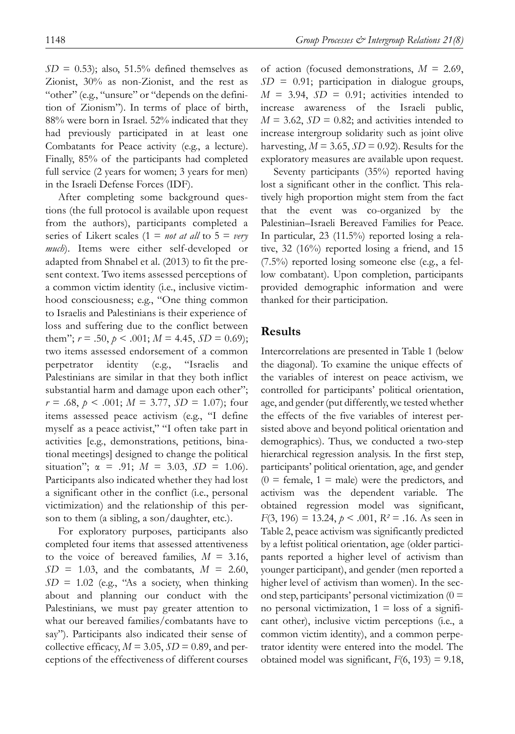$SD = 0.53$); also, 51.5% defined themselves as Zionist, 30% as non-Zionist, and the rest as "other" (e.g., "unsure" or "depends on the definition of Zionism"). In terms of place of birth, 88% were born in Israel. 52% indicated that they had previously participated in at least one Combatants for Peace activity (e.g., a lecture). Finally, 85% of the participants had completed full service (2 years for women; 3 years for men) in the Israeli Defense Forces (IDF).

After completing some background questions (the full protocol is available upon request from the authors), participants completed a series of Likert scales (1 = *not at all* to 5 = *very much*). Items were either self-developed or adapted from Shnabel et al. (2013) to fit the present context. Two items assessed perceptions of a common victim identity (i.e., inclusive victimhood consciousness; e.g., "One thing common to Israelis and Palestinians is their experience of loss and suffering due to the conflict between them"; $r = .50$, $p < .001$; $M = 4.45$, $SD = 0.69$); two items assessed endorsement of a common perpetrator identity (e.g., "Israelis and Palestinians are similar in that they both inflict substantial harm and damage upon each other"; $r = .68$, $p < .001$; $M = 3.77$, $SD = 1.07$); four items assessed peace activism (e.g., "I define myself as a peace activist," "I often take part in activities [e.g., demonstrations, petitions, binational meetings] designed to change the political situation"; $\alpha = .91$; $M = 3.03$, $SD = 1.06$). Participants also indicated whether they had lost a significant other in the conflict (i.e., personal victimization) and the relationship of this person to them (a sibling, a son/daughter, etc.).

For exploratory purposes, participants also completed four items that assessed attentiveness to the voice of bereaved families, $M = 3.16$, $SD = 1.03$, and the combatants, $M = 2.60$, $SD = 1.02$ (e.g., "As a society, when thinking about and planning our conduct with the Palestinians, we must pay greater attention to what our bereaved families/combatants have to say"). Participants also indicated their sense of collective efficacy, $M = 3.05$, $SD = 0.89$, and perceptions of the effectiveness of different courses of action (focused demonstrations, $M = 2.69$, $SD = 0.91$; participation in dialogue groups, $M = 3.94$, $SD = 0.91$; activities intended to increase awareness of the Israeli public, $M = 3.62$, $SD = 0.82$; and activities intended to increase intergroup solidarity such as joint olive harvesting, $M = 3.65$, $SD = 0.92$). Results for the exploratory measures are available upon request.

Seventy participants (35%) reported having lost a significant other in the conflict. This relatively high proportion might stem from the fact that the event was co-organized by the Palestinian–Israeli Bereaved Families for Peace. In particular, 23 (11.5%) reported losing a relative, 32 (16%) reported losing a friend, and 15 (7.5%) reported losing someone else (e.g., a fellow combatant). Upon completion, participants provided demographic information and were thanked for their participation.

## Results

Intercorrelations are presented in Table 1 (below the diagonal). To examine the unique effects of the variables of interest on peace activism, we controlled for participants' political orientation, age, and gender (put differently, we tested whether the effects of the five variables of interest persisted above and beyond political orientation and demographics). Thus, we conducted a two-step hierarchical regression analysis. In the first step, participants' political orientation, age, and gender (0 = female, 1 = male) were the predictors, and activism was the dependent variable. The obtained regression model was significant, $F(3, 196) = 13.24$, $p < .001$, $R^2 = .16$. As seen in Table 2, peace activism was significantly predicted by a leftist political orientation, age (older participants reported a higher level of activism than younger participant), and gender (men reported a higher level of activism than women). In the second step, participants' personal victimization (0 = no personal victimization, 1 = loss of a significant other), inclusive victim perceptions (i.e., a common victim identity), and a common perpetrator identity were entered into the model. The obtained model was significant, $F(6, 193) = 9.18$,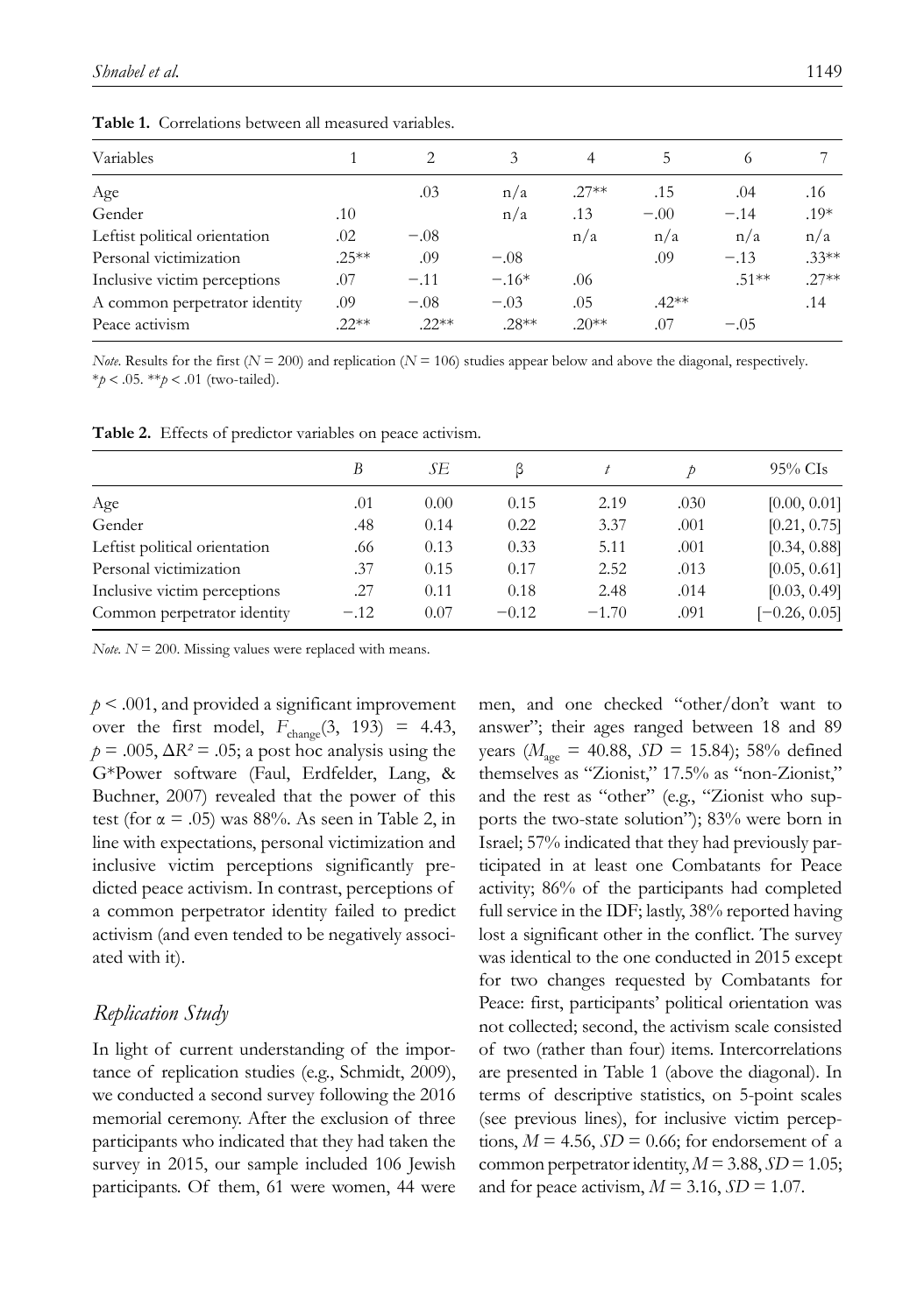**Table 1.** Correlations between all measured variables.

| Variables | 1 | 2 | 3 | 4 | 5 | 6 | 7 |
|---|---|---|---|---|---|---|---|
| Age | | .03 | n/a | .27** | .15 | .04 | .16 |
| Gender | .10 | | n/a | .13 | −.00 | −.14 | .19* |
| Leftist political orientation | .02 | −.08 | | n/a | n/a | n/a | n/a |
| Personal victimization | .25** | .09 | −.08 | | .09 | −.13 | .33** |
| Inclusive victim perceptions | .07 | −.11 | −.16* | .06 | | .51** | .27** |
| A common perpetrator identity | .09 | −.08 | −.03 | .05 | .42** | | .14 |
| Peace activism | .22** | .22** | .28** | .20** | .07 | −.05 | |

*Note.* Results for the first ($N = 200$) and replication ($N = 106$) studies appear below and above the diagonal, respectively.
*$p < .05$. **$p < .01$ (two-tailed).

**Table 2.** Effects of predictor variables on peace activism.

| | $B$ | $SE$ | β | $t$ | $p$ | 95% CIs |
|---|---|---|---|---|---|---|
| Age | .01 | 0.00 | 0.15 | 2.19 | .030 | [0.00, 0.01] |
| Gender | .48 | 0.14 | 0.22 | 3.37 | .001 | [0.21, 0.75] |
| Leftist political orientation | .66 | 0.13 | 0.33 | 5.11 | .001 | [0.34, 0.88] |
| Personal victimization | .37 | 0.15 | 0.17 | 2.52 | .013 | [0.05, 0.61] |
| Inclusive victim perceptions | .27 | 0.11 | 0.18 | 2.48 | .014 | [0.03, 0.49] |
| Common perpetrator identity | −.12 | 0.07 | −0.12 | −1.70 | .091 | [−0.26, 0.05] |

*Note.* $N = 200$. Missing values were replaced with means.

$p < .001$, and provided a significant improvement over the first model, $F_{\text{change}}(3, 193) = 4.43$, $p = .005$, $\Delta R^2 = .05$; a post hoc analysis using the G*Power software (Faul, Erdfelder, Lang, & Buchner, 2007) revealed that the power of this test (for $\alpha = .05$) was 88%. As seen in Table 2, in line with expectations, personal victimization and inclusive victim perceptions significantly predicted peace activism. In contrast, perceptions of a common perpetrator identity failed to predict activism (and even tended to be negatively associated with it).

## Replication Study

In light of current understanding of the importance of replication studies (e.g., Schmidt, 2009), we conducted a second survey following the 2016 memorial ceremony. After the exclusion of three participants who indicated that they had taken the survey in 2015, our sample included 106 Jewish participants. Of them, 61 were women, 44 were men, and one checked "other/don't want to answer"; their ages ranged between 18 and 89 years ($M_{\text{age}} = 40.88$, $SD = 15.84$); 58% defined themselves as "Zionist," 17.5% as "non-Zionist," and the rest as "other" (e.g., "Zionist who supports the two-state solution"); 83% were born in Israel; 57% indicated that they had previously participated in at least one Combatants for Peace activity; 86% of the participants had completed full service in the IDF; lastly, 38% reported having lost a significant other in the conflict. The survey was identical to the one conducted in 2015 except for two changes requested by Combatants for Peace: first, participants' political orientation was not collected; second, the activism scale consisted of two (rather than four) items. Intercorrelations are presented in Table 1 (above the diagonal). In terms of descriptive statistics, on 5-point scales (see previous lines), for inclusive victim perceptions, $M = 4.56$, $SD = 0.66$; for endorsement of a common perpetrator identity, $M = 3.88$, $SD = 1.05$; and for peace activism, $M = 3.16$, $SD = 1.07$.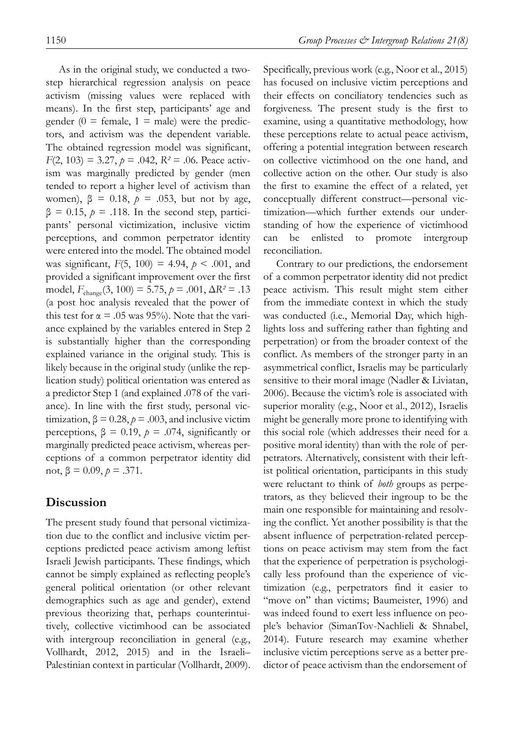As in the original study, we conducted a two-step hierarchical regression analysis on peace activism (missing values were replaced with means). In the first step, participants' age and gender (0 = female, 1 = male) were the predictors, and activism was the dependent variable. The obtained regression model was significant, $F(2, 103) = 3.27$, $p = .042$, $R^2 = .06$. Peace activism was marginally predicted by gender (men tended to report a higher level of activism than women), $\beta = 0.18$, $p = .053$, but not by age, $\beta = 0.15$, $p = .118$. In the second step, participants' personal victimization, inclusive victim perceptions, and common perpetrator identity were entered into the model. The obtained model was significant, $F(5, 100) = 4.94$, $p < .001$, and provided a significant improvement over the first model, $F_{\text{change}}(3, 100) = 5.75$, $p = .001$, $\Delta R^2 = .13$ (a post hoc analysis revealed that the power of this test for $\alpha = .05$ was 95%). Note that the variance explained by the variables entered in Step 2 is substantially higher than the corresponding explained variance in the original study. This is likely because in the original study (unlike the replication study) political orientation was entered as a predictor Step 1 (and explained .078 of the variance). In line with the first study, personal victimization, $\beta = 0.28$, $p = .003$, and inclusive victim perceptions, $\beta = 0.19$, $p = .074$, significantly or marginally predicted peace activism, whereas perceptions of a common perpetrator identity did not, $\beta = 0.09$, $p = .371$.

## Discussion

The present study found that personal victimization due to the conflict and inclusive victim perceptions predicted peace activism among leftist Israeli Jewish participants. These findings, which cannot be simply explained as reflecting people's general political orientation (or other relevant demographics such as age and gender), extend previous theorizing that, perhaps counterintuitively, collective victimhood can be associated with intergroup reconciliation in general (e.g., Vollhardt, 2012, 2015) and in the Israeli–Palestinian context in particular (Vollhardt, 2009). Specifically, previous work (e.g., Noor et al., 2015) has focused on inclusive victim perceptions and their effects on conciliatory tendencies such as forgiveness. The present study is the first to examine, using a quantitative methodology, how these perceptions relate to actual peace activism, offering a potential integration between research on collective victimhood on the one hand, and collective action on the other. Our study is also the first to examine the effect of a related, yet conceptually different construct—personal victimization—which further extends our understanding of how the experience of victimhood can be enlisted to promote intergroup reconciliation.

Contrary to our predictions, the endorsement of a common perpetrator identity did not predict peace activism. This result might stem either from the immediate context in which the study was conducted (i.e., Memorial Day, which highlights loss and suffering rather than fighting and perpetration) or from the broader context of the conflict. As members of the stronger party in an asymmetrical conflict, Israelis may be particularly sensitive to their moral image (Nadler & Liviatan, 2006). Because the victim's role is associated with superior morality (e.g., Noor et al., 2012), Israelis might be generally more prone to identifying with this social role (which addresses their need for a positive moral identity) than with the role of perpetrators. Alternatively, consistent with their leftist political orientation, participants in this study were reluctant to think of *both* groups as perpetrators, as they believed their ingroup to be the main one responsible for maintaining and resolving the conflict. Yet another possibility is that the absent influence of perpetration-related perceptions on peace activism may stem from the fact that the experience of perpetration is psychologically less profound than the experience of victimization (e.g., perpetrators find it easier to "move on" than victims; Baumeister, 1996) and was indeed found to exert less influence on people's behavior (SimanTov-Nachlieli & Shnabel, 2014). Future research may examine whether inclusive victim perceptions serve as a better predictor of peace activism than the endorsement of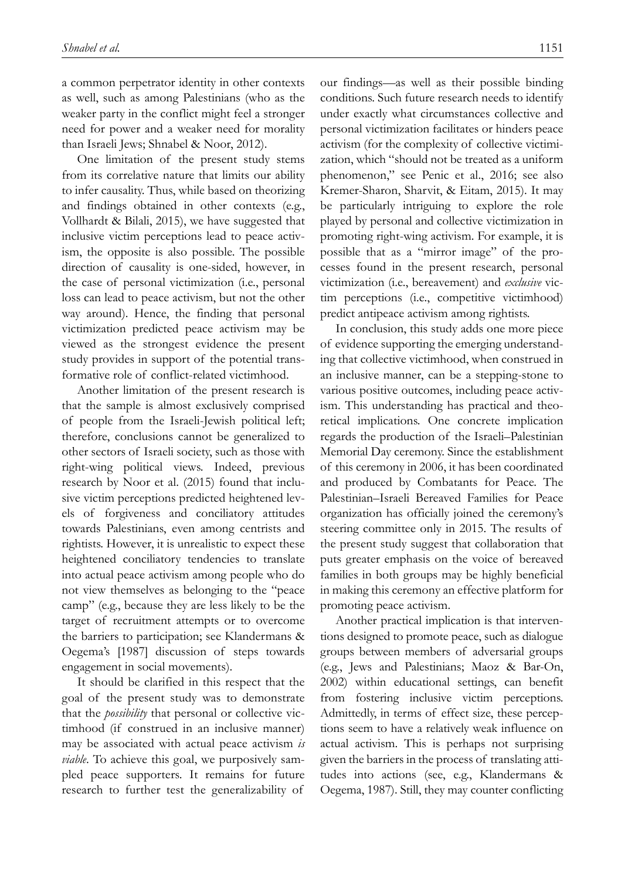a common perpetrator identity in other contexts as well, such as among Palestinians (who as the weaker party in the conflict might feel a stronger need for power and a weaker need for morality than Israeli Jews; Shnabel & Noor, 2012).

One limitation of the present study stems from its correlative nature that limits our ability to infer causality. Thus, while based on theorizing and findings obtained in other contexts (e.g., Vollhardt & Bilali, 2015), we have suggested that inclusive victim perceptions lead to peace activism, the opposite is also possible. The possible direction of causality is one-sided, however, in the case of personal victimization (i.e., personal loss can lead to peace activism, but not the other way around). Hence, the finding that personal victimization predicted peace activism may be viewed as the strongest evidence the present study provides in support of the potential transformative role of conflict-related victimhood.

Another limitation of the present research is that the sample is almost exclusively comprised of people from the Israeli-Jewish political left; therefore, conclusions cannot be generalized to other sectors of Israeli society, such as those with right-wing political views. Indeed, previous research by Noor et al. (2015) found that inclusive victim perceptions predicted heightened levels of forgiveness and conciliatory attitudes towards Palestinians, even among centrists and rightists. However, it is unrealistic to expect these heightened conciliatory tendencies to translate into actual peace activism among people who do not view themselves as belonging to the "peace camp" (e.g., because they are less likely to be the target of recruitment attempts or to overcome the barriers to participation; see Klandermans & Oegema's [1987] discussion of steps towards engagement in social movements).

It should be clarified in this respect that the goal of the present study was to demonstrate that the *possibility* that personal or collective victimhood (if construed in an inclusive manner) may be associated with actual peace activism *is viable*. To achieve this goal, we purposively sampled peace supporters. It remains for future research to further test the generalizability of our findings—as well as their possible binding conditions. Such future research needs to identify under exactly what circumstances collective and personal victimization facilitates or hinders peace activism (for the complexity of collective victimization, which "should not be treated as a uniform phenomenon," see Penic et al., 2016; see also Kremer-Sharon, Sharvit, & Eitam, 2015). It may be particularly intriguing to explore the role played by personal and collective victimization in promoting right-wing activism. For example, it is possible that as a "mirror image" of the processes found in the present research, personal victimization (i.e., bereavement) and *exclusive* victim perceptions (i.e., competitive victimhood) predict antipeace activism among rightists.

In conclusion, this study adds one more piece of evidence supporting the emerging understanding that collective victimhood, when construed in an inclusive manner, can be a stepping-stone to various positive outcomes, including peace activism. This understanding has practical and theoretical implications. One concrete implication regards the production of the Israeli–Palestinian Memorial Day ceremony. Since the establishment of this ceremony in 2006, it has been coordinated and produced by Combatants for Peace. The Palestinian–Israeli Bereaved Families for Peace organization has officially joined the ceremony's steering committee only in 2015. The results of the present study suggest that collaboration that puts greater emphasis on the voice of bereaved families in both groups may be highly beneficial in making this ceremony an effective platform for promoting peace activism.

Another practical implication is that interventions designed to promote peace, such as dialogue groups between members of adversarial groups (e.g., Jews and Palestinians; Maoz & Bar-On, 2002) within educational settings, can benefit from fostering inclusive victim perceptions. Admittedly, in terms of effect size, these perceptions seem to have a relatively weak influence on actual activism. This is perhaps not surprising given the barriers in the process of translating attitudes into actions (see, e.g., Klandermans & Oegema, 1987). Still, they may counter conflicting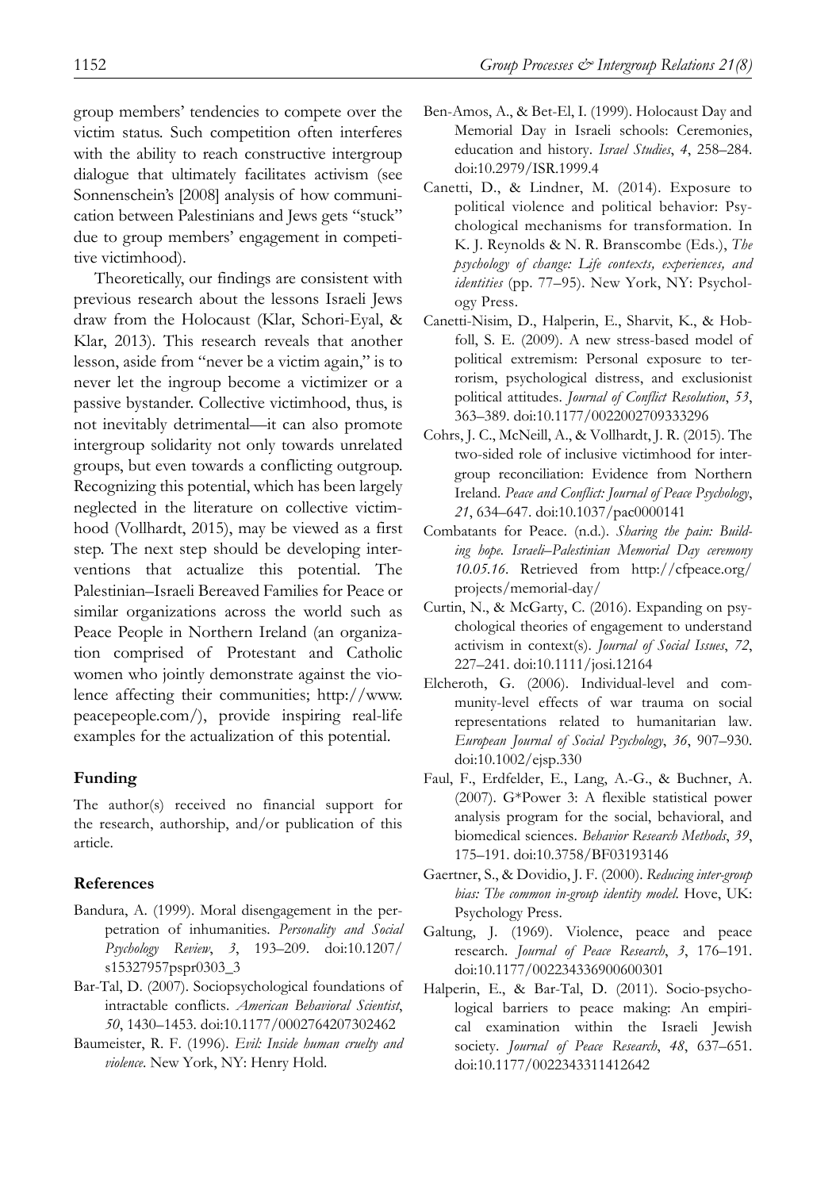group members' tendencies to compete over the victim status. Such competition often interferes with the ability to reach constructive intergroup dialogue that ultimately facilitates activism (see Sonnenschein's [2008] analysis of how communication between Palestinians and Jews gets "stuck" due to group members' engagement in competitive victimhood).

Theoretically, our findings are consistent with previous research about the lessons Israeli Jews draw from the Holocaust (Klar, Schori-Eyal, & Klar, 2013). This research reveals that another lesson, aside from "never be a victim again," is to never let the ingroup become a victimizer or a passive bystander. Collective victimhood, thus, is not inevitably detrimental—it can also promote intergroup solidarity not only towards unrelated groups, but even towards a conflicting outgroup. Recognizing this potential, which has been largely neglected in the literature on collective victimhood (Vollhardt, 2015), may be viewed as a first step. The next step should be developing interventions that actualize this potential. The Palestinian–Israeli Bereaved Families for Peace or similar organizations across the world such as Peace People in Northern Ireland (an organization comprised of Protestant and Catholic women who jointly demonstrate against the violence affecting their communities; http://www.peacepeople.com/), provide inspiring real-life examples for the actualization of this potential.

## Funding

The author(s) received no financial support for the research, authorship, and/or publication of this article.

## References

Bandura, A. (1999). Moral disengagement in the perpetration of inhumanities. *Personality and Social Psychology Review*, *3*, 193–209. doi:10.1207/s15327957pspr0303_3

Bar-Tal, D. (2007). Sociopsychological foundations of intractable conflicts. *American Behavioral Scientist*, *50*, 1430–1453. doi:10.1177/0002764207302462

Baumeister, R. F. (1996). *Evil: Inside human cruelty and violence*. New York, NY: Henry Hold.

Ben-Amos, A., & Bet-El, I. (1999). Holocaust Day and Memorial Day in Israeli schools: Ceremonies, education and history. *Israel Studies*, *4*, 258–284. doi:10.2979/ISR.1999.4

Canetti, D., & Lindner, M. (2014). Exposure to political violence and political behavior: Psychological mechanisms for transformation. In K. J. Reynolds & N. R. Branscombe (Eds.), *The psychology of change: Life contexts, experiences, and identities* (pp. 77–95). New York, NY: Psychology Press.

Canetti-Nisim, D., Halperin, E., Sharvit, K., & Hobfoll, S. E. (2009). A new stress-based model of political extremism: Personal exposure to terrorism, psychological distress, and exclusionist political attitudes. *Journal of Conflict Resolution*, *53*, 363–389. doi:10.1177/0022002709333296

Cohrs, J. C., McNeill, A., & Vollhardt, J. R. (2015). The two-sided role of inclusive victimhood for intergroup reconciliation: Evidence from Northern Ireland. *Peace and Conflict: Journal of Peace Psychology*, *21*, 634–647. doi:10.1037/pac0000141

Combatants for Peace. (n.d.). *Sharing the pain: Building hope. Israeli–Palestinian Memorial Day ceremony 10.05.16*. Retrieved from http://cfpeace.org/projects/memorial-day/

Curtin, N., & McGarty, C. (2016). Expanding on psychological theories of engagement to understand activism in context(s). *Journal of Social Issues*, *72*, 227–241. doi:10.1111/josi.12164

Elcheroth, G. (2006). Individual-level and community-level effects of war trauma on social representations related to humanitarian law. *European Journal of Social Psychology*, *36*, 907–930. doi:10.1002/ejsp.330

Faul, F., Erdfelder, E., Lang, A.-G., & Buchner, A. (2007). G*Power 3: A flexible statistical power analysis program for the social, behavioral, and biomedical sciences. *Behavior Research Methods*, *39*, 175–191. doi:10.3758/BF03193146

Gaertner, S., & Dovidio, J. F. (2000). *Reducing inter-group bias: The common in-group identity model*. Hove, UK: Psychology Press.

Galtung, J. (1969). Violence, peace and peace research. *Journal of Peace Research*, *3*, 176–191. doi:10.1177/002234336900600301

Halperin, E., & Bar-Tal, D. (2011). Socio-psychological barriers to peace making: An empirical examination within the Israeli Jewish society. *Journal of Peace Research*, *48*, 637–651. doi:10.1177/0022343311412642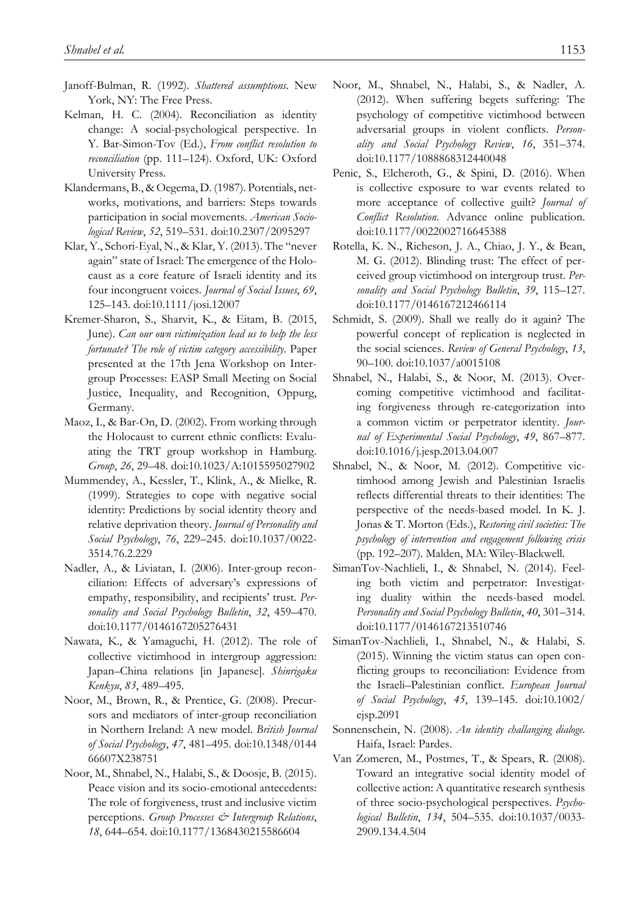Janoff-Bulman, R. (1992). *Shattered assumptions*. New York, NY: The Free Press.

Kelman, H. C. (2004). Reconciliation as identity change: A social-psychological perspective. In Y. Bar-Simon-Tov (Ed.), *From conflict resolution to reconciliation* (pp. 111–124). Oxford, UK: Oxford University Press.

Klandermans, B., & Oegema, D. (1987). Potentials, networks, motivations, and barriers: Steps towards participation in social movements. *American Sociological Review*, *52*, 519–531. doi:10.2307/2095297

Klar, Y., Schori-Eyal, N., & Klar, Y. (2013). The "never again" state of Israel: The emergence of the Holocaust as a core feature of Israeli identity and its four incongruent voices. *Journal of Social Issues*, *69*, 125–143. doi:10.1111/josi.12007

Kremer-Sharon, S., Sharvit, K., & Eitam, B. (2015, June). *Can our own victimization lead us to help the less fortunate? The role of victim category accessibility*. Paper presented at the 17th Jena Workshop on Intergroup Processes: EASP Small Meeting on Social Justice, Inequality, and Recognition, Oppurg, Germany.

Maoz, I., & Bar-On, D. (2002). From working through the Holocaust to current ethnic conflicts: Evaluating the TRT group workshop in Hamburg. *Group*, *26*, 29–48. doi:10.1023/A:1015595027902

Mummendey, A., Kessler, T., Klink, A., & Mielke, R. (1999). Strategies to cope with negative social identity: Predictions by social identity theory and relative deprivation theory. *Journal of Personality and Social Psychology*, *76*, 229–245. doi:10.1037/0022-3514.76.2.229

Nadler, A., & Liviatan, I. (2006). Inter-group reconciliation: Effects of adversary's expressions of empathy, responsibility, and recipients' trust. *Personality and Social Psychology Bulletin*, *32*, 459–470. doi:10.1177/0146167205276431

Nawata, K., & Yamaguchi, H. (2012). The role of collective victimhood in intergroup aggression: Japan–China relations [in Japanese]. *Shinrigaku Kenkyu*, *83*, 489–495.

Noor, M., Brown, R., & Prentice, G. (2008). Precursors and mediators of inter-group reconciliation in Northern Ireland: A new model. *British Journal of Social Psychology*, *47*, 481–495. doi:10.1348/014466607X238751

Noor, M., Shnabel, N., Halabi, S., & Doosje, B. (2015). Peace vision and its socio-emotional antecedents: The role of forgiveness, trust and inclusive victim perceptions. *Group Processes & Intergroup Relations*, *18*, 644–654. doi:10.1177/1368430215586604

Noor, M., Shnabel, N., Halabi, S., & Nadler, A. (2012). When suffering begets suffering: The psychology of competitive victimhood between adversarial groups in violent conflicts. *Personality and Social Psychology Review*, *16*, 351–374. doi:10.1177/1088868312440048

Penic, S., Elcheroth, G., & Spini, D. (2016). When is collective exposure to war events related to more acceptance of collective guilt? *Journal of Conflict Resolution*. Advance online publication. doi:10.1177/0022002716645388

Rotella, K. N., Richeson, J. A., Chiao, J. Y., & Bean, M. G. (2012). Blinding trust: The effect of perceived group victimhood on intergroup trust. *Personality and Social Psychology Bulletin*, *39*, 115–127. doi:10.1177/0146167212466114

Schmidt, S. (2009). Shall we really do it again? The powerful concept of replication is neglected in the social sciences. *Review of General Psychology*, *13*, 90–100. doi:10.1037/a0015108

Shnabel, N., Halabi, S., & Noor, M. (2013). Overcoming competitive victimhood and facilitating forgiveness through re-categorization into a common victim or perpetrator identity. *Journal of Experimental Social Psychology*, *49*, 867–877. doi:10.1016/j.jesp.2013.04.007

Shnabel, N., & Noor, M. (2012). Competitive victimhood among Jewish and Palestinian Israelis reflects differential threats to their identities: The perspective of the needs-based model. In K. J. Jonas & T. Morton (Eds.), *Restoring civil societies: The psychology of intervention and engagement following crisis* (pp. 192–207). Malden, MA: Wiley-Blackwell.

SimanTov-Nachlieli, I., & Shnabel, N. (2014). Feeling both victim and perpetrator: Investigating duality within the needs-based model. *Personality and Social Psychology Bulletin*, *40*, 301–314. doi:10.1177/0146167213510746

SimanTov-Nachlieli, I., Shnabel, N., & Halabi, S. (2015). Winning the victim status can open conflicting groups to reconciliation: Evidence from the Israeli–Palestinian conflict. *European Journal of Social Psychology*, *45*, 139–145. doi:10.1002/ejsp.2091

Sonnenschein, N. (2008). *An identity challanging dialoge*. Haifa, Israel: Pardes.

Van Zomeren, M., Postmes, T., & Spears, R. (2008). Toward an integrative social identity model of collective action: A quantitative research synthesis of three socio-psychological perspectives. *Psychological Bulletin*, *134*, 504–535. doi:10.1037/0033-2909.134.4.504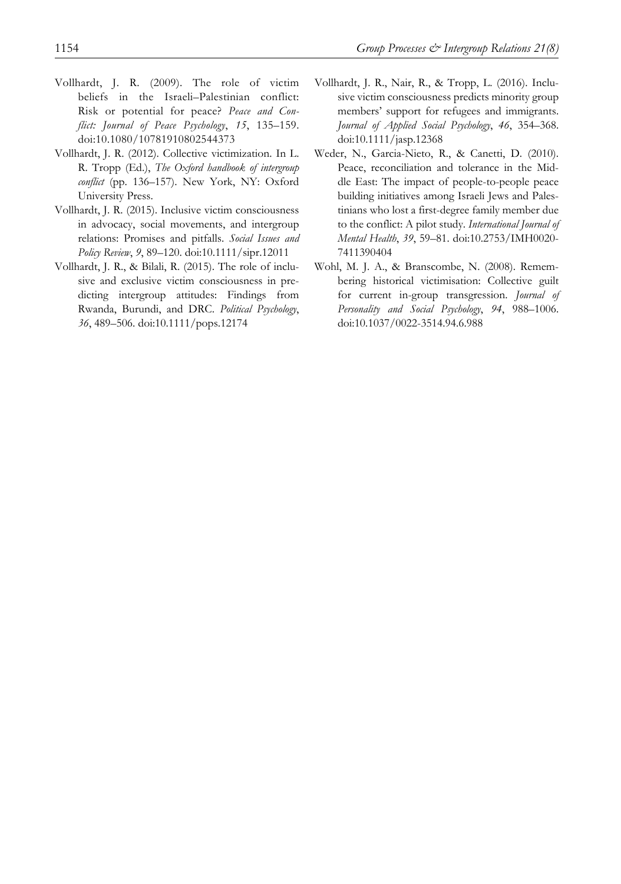Vollhardt, J. R. (2009). The role of victim beliefs in the Israeli–Palestinian conflict: Risk or potential for peace? *Peace and Conflict: Journal of Peace Psychology*, *15*, 135–159. doi:10.1080/10781910802544373

Vollhardt, J. R. (2012). Collective victimization. In L. R. Tropp (Ed.), *The Oxford handbook of intergroup conflict* (pp. 136–157). New York, NY: Oxford University Press.

Vollhardt, J. R. (2015). Inclusive victim consciousness in advocacy, social movements, and intergroup relations: Promises and pitfalls. *Social Issues and Policy Review*, *9*, 89–120. doi:10.1111/sipr.12011

Vollhardt, J. R., & Bilali, R. (2015). The role of inclusive and exclusive victim consciousness in predicting intergroup attitudes: Findings from Rwanda, Burundi, and DRC. *Political Psychology*, *36*, 489–506. doi:10.1111/pops.12174

Vollhardt, J. R., Nair, R., & Tropp, L. (2016). Inclusive victim consciousness predicts minority group members' support for refugees and immigrants. *Journal of Applied Social Psychology*, *46*, 354–368. doi:10.1111/jasp.12368

Weder, N., Garcia-Nieto, R., & Canetti, D. (2010). Peace, reconciliation and tolerance in the Middle East: The impact of people-to-people peace building initiatives among Israeli Jews and Palestinians who lost a first-degree family member due to the conflict: A pilot study. *International Journal of Mental Health*, *39*, 59–81. doi:10.2753/IMH0020-7411390404

Wohl, M. J. A., & Branscombe, N. (2008). Remembering historical victimisation: Collective guilt for current in-group transgression. *Journal of Personality and Social Psychology*, *94*, 988–1006. doi:10.1037/0022-3514.94.6.988